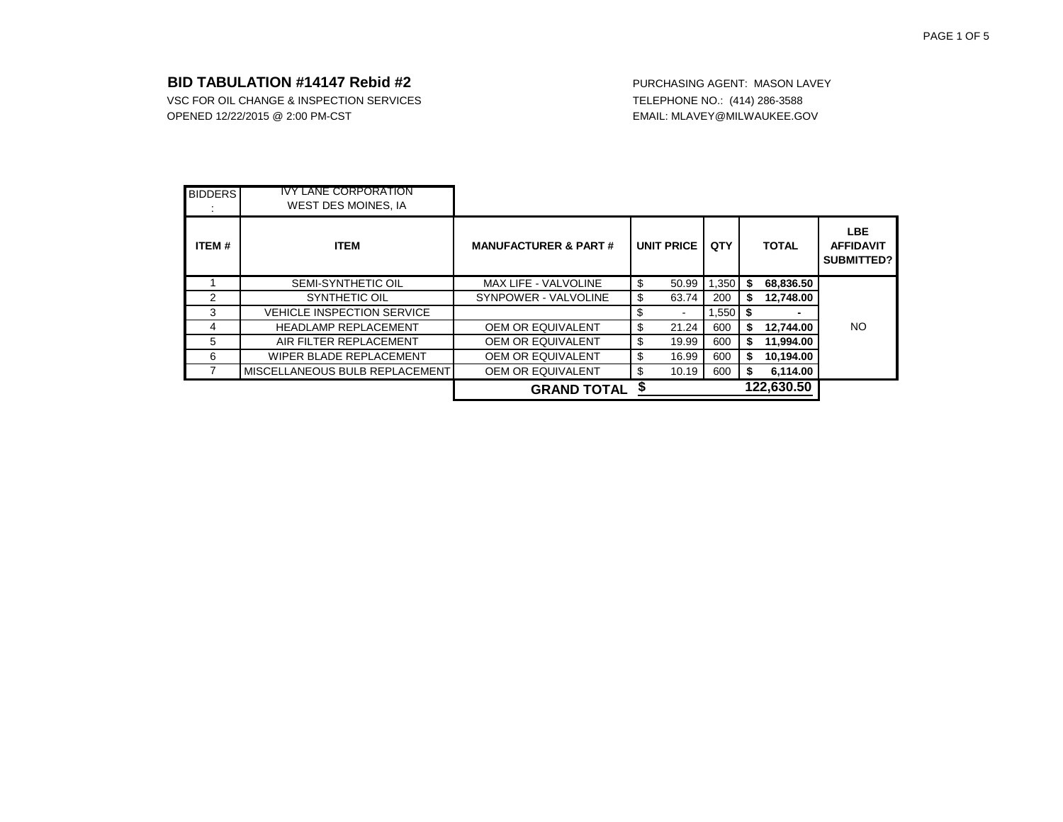## BID TABULATION #14147 Rebid #2

VSC FOR OIL CHANGE & INSPECTION SERVICES
OPENED 12/22/2015 @ 2:00 PM-CST

PURCHASING AGENT: MASON LAVEY
TELEPHONE NO.: (414) 286-3588
EMAIL: MLAVEY@MILWAUKEE.GOV

| BIDDERS: | IVY LANE CORPORATION WEST DES MOINES, IA | | | | | |
|---|---|---|---|---|---|---|
| **ITEM #** | **ITEM** | **MANUFACTURER & PART #** | **UNIT PRICE** | **QTY** | **TOTAL** | **LBE AFFIDAVIT SUBMITTED?** |
| 1 | SEMI-SYNTHETIC OIL | MAX LIFE - VALVOLINE | $ 50.99 | 1,350 | **$ 68,836.50** | NO |
| 2 | SYNTHETIC OIL | SYNPOWER - VALVOLINE | $ 63.74 | 200 | **$ 12,748.00** | |
| 3 | VEHICLE INSPECTION SERVICE | | $ - | 1,550 | **$ -** | |
| 4 | HEADLAMP REPLACEMENT | OEM OR EQUIVALENT | $ 21.24 | 600 | **$ 12,744.00** | |
| 5 | AIR FILTER REPLACEMENT | OEM OR EQUIVALENT | $ 19.99 | 600 | **$ 11,994.00** | |
| 6 | WIPER BLADE REPLACEMENT | OEM OR EQUIVALENT | $ 16.99 | 600 | **$ 10,194.00** | |
| 7 | MISCELLANEOUS BULB REPLACEMENT | OEM OR EQUIVALENT | $ 10.19 | 600 | **$ 6,114.00** | |
| | | **GRAND TOTAL** | | | **$ 122,630.50** | |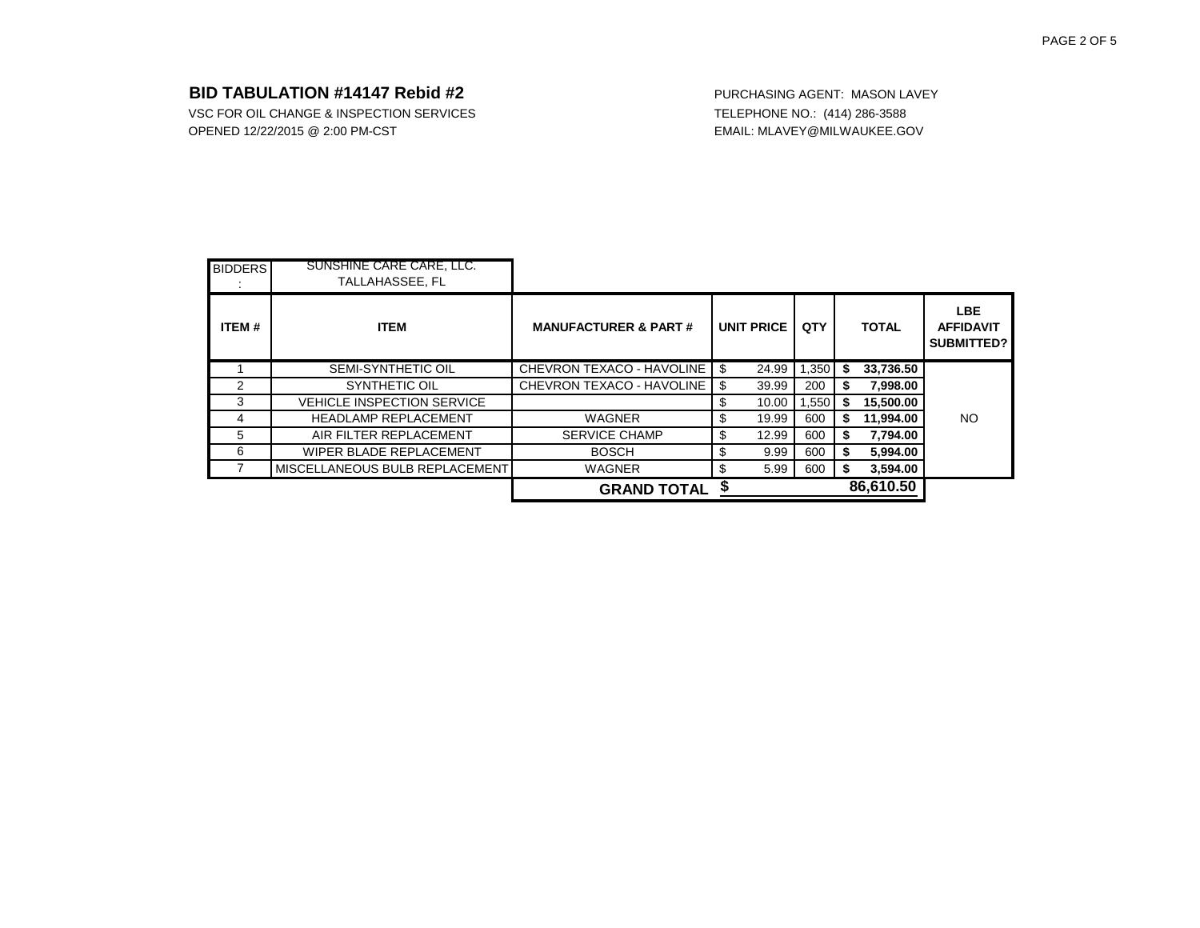## BID TABULATION #14147 Rebid #2

VSC FOR OIL CHANGE & INSPECTION SERVICES
OPENED 12/22/2015 @ 2:00 PM-CST

PURCHASING AGENT: MASON LAVEY
TELEPHONE NO.: (414) 286-3588
EMAIL: MLAVEY@MILWAUKEE.GOV

| BIDDERS: | SUNSHINE CARE CARE, LLC. TALLAHASSEE, FL | | | | | |
|---|---|---|---|---|---|---|
| **ITEM #** | **ITEM** | **MANUFACTURER & PART #** | **UNIT PRICE** | **QTY** | **TOTAL** | **LBE AFFIDAVIT SUBMITTED?** |
| 1 | SEMI-SYNTHETIC OIL | CHEVRON TEXACO - HAVOLINE | $ 24.99 | 1,350 | **$ 33,736.50** | NO |
| 2 | SYNTHETIC OIL | CHEVRON TEXACO - HAVOLINE | $ 39.99 | 200 | **$ 7,998.00** | |
| 3 | VEHICLE INSPECTION SERVICE | | $ 10.00 | 1,550 | **$ 15,500.00** | |
| 4 | HEADLAMP REPLACEMENT | WAGNER | $ 19.99 | 600 | **$ 11,994.00** | |
| 5 | AIR FILTER REPLACEMENT | SERVICE CHAMP | $ 12.99 | 600 | **$ 7,794.00** | |
| 6 | WIPER BLADE REPLACEMENT | BOSCH | $ 9.99 | 600 | **$ 5,994.00** | |
| 7 | MISCELLANEOUS BULB REPLACEMENT | WAGNER | $ 5.99 | 600 | **$ 3,594.00** | |
| | | **GRAND TOTAL** | **$** | | **86,610.50** | |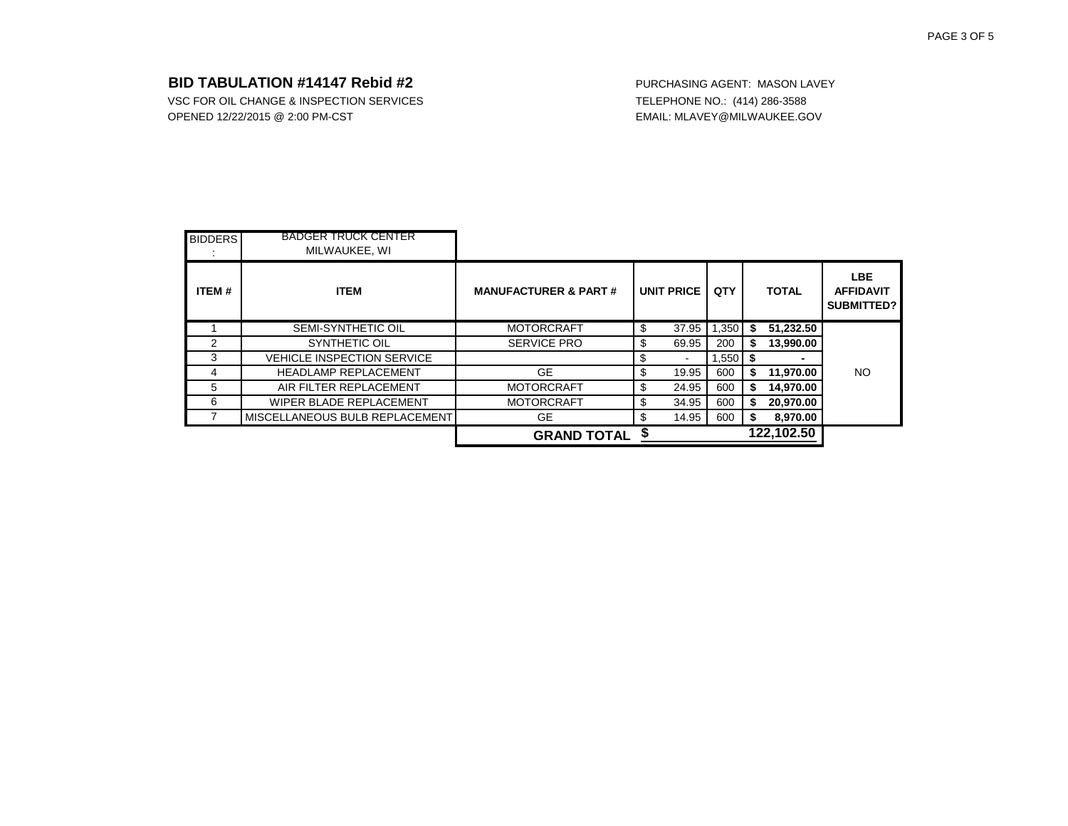## BID TABULATION #14147 Rebid #2

VSC FOR OIL CHANGE & INSPECTION SERVICES
OPENED 12/22/2015 @ 2:00 PM-CST

PURCHASING AGENT: MASON LAVEY
TELEPHONE NO.: (414) 286-3588
EMAIL: MLAVEY@MILWAUKEE.GOV

| BIDDERS: | BADGER TRUCK CENTER MILWAUKEE, WI | | | | | |
|---|---|---|---|---|---|---|
| **ITEM #** | **ITEM** | **MANUFACTURER & PART #** | **UNIT PRICE** | **QTY** | **TOTAL** | **LBE AFFIDAVIT SUBMITTED?** |
| 1 | SEMI-SYNTHETIC OIL | MOTORCRAFT | $ 37.95 | 1,350 | **$ 51,232.50** | NO |
| 2 | SYNTHETIC OIL | SERVICE PRO | $ 69.95 | 200 | **$ 13,990.00** | |
| 3 | VEHICLE INSPECTION SERVICE | | $ - | 1,550 | **$ -** | |
| 4 | HEADLAMP REPLACEMENT | GE | $ 19.95 | 600 | **$ 11,970.00** | |
| 5 | AIR FILTER REPLACEMENT | MOTORCRAFT | $ 24.95 | 600 | **$ 14,970.00** | |
| 6 | WIPER BLADE REPLACEMENT | MOTORCRAFT | $ 34.95 | 600 | **$ 20,970.00** | |
| 7 | MISCELLANEOUS BULB REPLACEMENT | GE | $ 14.95 | 600 | **$ 8,970.00** | |
| | | **GRAND TOTAL** | **$** | | **122,102.50** | |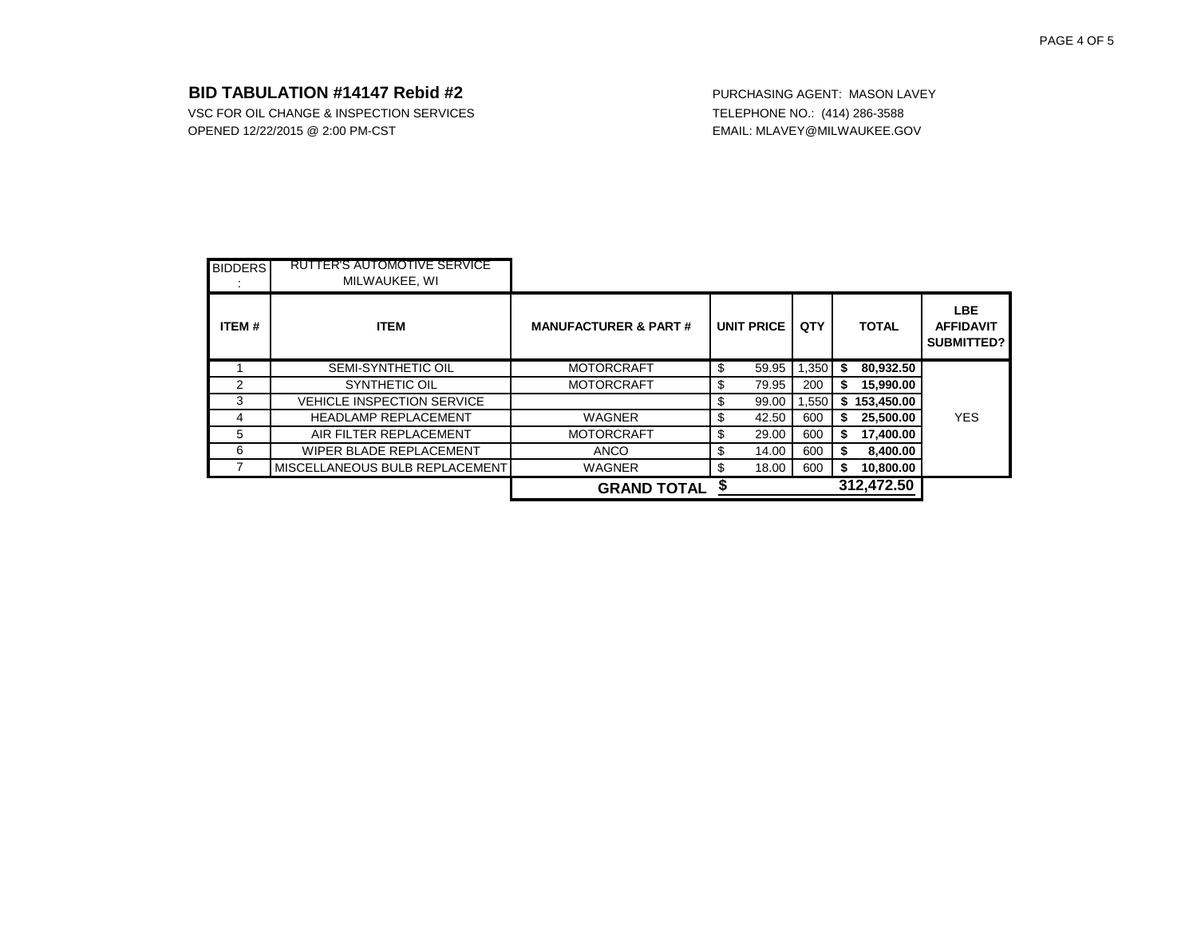## BID TABULATION #14147 Rebid #2

VSC FOR OIL CHANGE & INSPECTION SERVICES
OPENED 12/22/2015 @ 2:00 PM-CST

PURCHASING AGENT: MASON LAVEY
TELEPHONE NO.: (414) 286-3588
EMAIL: MLAVEY@MILWAUKEE.GOV

| BIDDERS: | RUTTER'S AUTOMOTIVE SERVICE MILWAUKEE, WI | | | | | |
|---|---|---|---|---|---|---|
| **ITEM #** | **ITEM** | **MANUFACTURER & PART #** | **UNIT PRICE** | **QTY** | **TOTAL** | **LBE AFFIDAVIT SUBMITTED?** |
| 1 | SEMI-SYNTHETIC OIL | MOTORCRAFT | $ 59.95 | 1,350 | **$ 80,932.50** | YES |
| 2 | SYNTHETIC OIL | MOTORCRAFT | $ 79.95 | 200 | **$ 15,990.00** | |
| 3 | VEHICLE INSPECTION SERVICE | | $ 99.00 | 1,550 | **$ 153,450.00** | |
| 4 | HEADLAMP REPLACEMENT | WAGNER | $ 42.50 | 600 | **$ 25,500.00** | |
| 5 | AIR FILTER REPLACEMENT | MOTORCRAFT | $ 29.00 | 600 | **$ 17,400.00** | |
| 6 | WIPER BLADE REPLACEMENT | ANCO | $ 14.00 | 600 | **$ 8,400.00** | |
| 7 | MISCELLANEOUS BULB REPLACEMENT | WAGNER | $ 18.00 | 600 | **$ 10,800.00** | |
| | | **GRAND TOTAL** | **$** | | **312,472.50** | |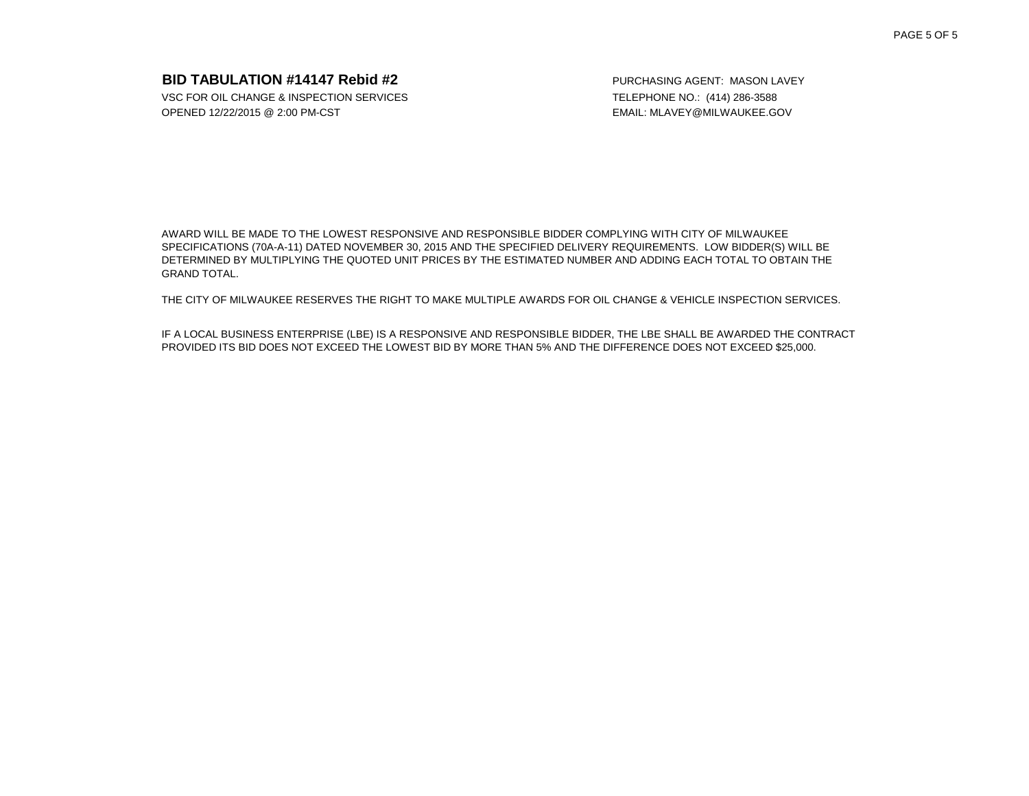## BID TABULATION #14147 Rebid #2

VSC FOR OIL CHANGE & INSPECTION SERVICES
OPENED 12/22/2015 @ 2:00 PM-CST

PURCHASING AGENT: MASON LAVEY
TELEPHONE NO.: (414) 286-3588
EMAIL: MLAVEY@MILWAUKEE.GOV

AWARD WILL BE MADE TO THE LOWEST RESPONSIVE AND RESPONSIBLE BIDDER COMPLYING WITH CITY OF MILWAUKEE SPECIFICATIONS (70A-A-11) DATED NOVEMBER 30, 2015 AND THE SPECIFIED DELIVERY REQUIREMENTS. LOW BIDDER(S) WILL BE DETERMINED BY MULTIPLYING THE QUOTED UNIT PRICES BY THE ESTIMATED NUMBER AND ADDING EACH TOTAL TO OBTAIN THE GRAND TOTAL.

THE CITY OF MILWAUKEE RESERVES THE RIGHT TO MAKE MULTIPLE AWARDS FOR OIL CHANGE & VEHICLE INSPECTION SERVICES.

IF A LOCAL BUSINESS ENTERPRISE (LBE) IS A RESPONSIVE AND RESPONSIBLE BIDDER, THE LBE SHALL BE AWARDED THE CONTRACT PROVIDED ITS BID DOES NOT EXCEED THE LOWEST BID BY MORE THAN 5% AND THE DIFFERENCE DOES NOT EXCEED $25,000.